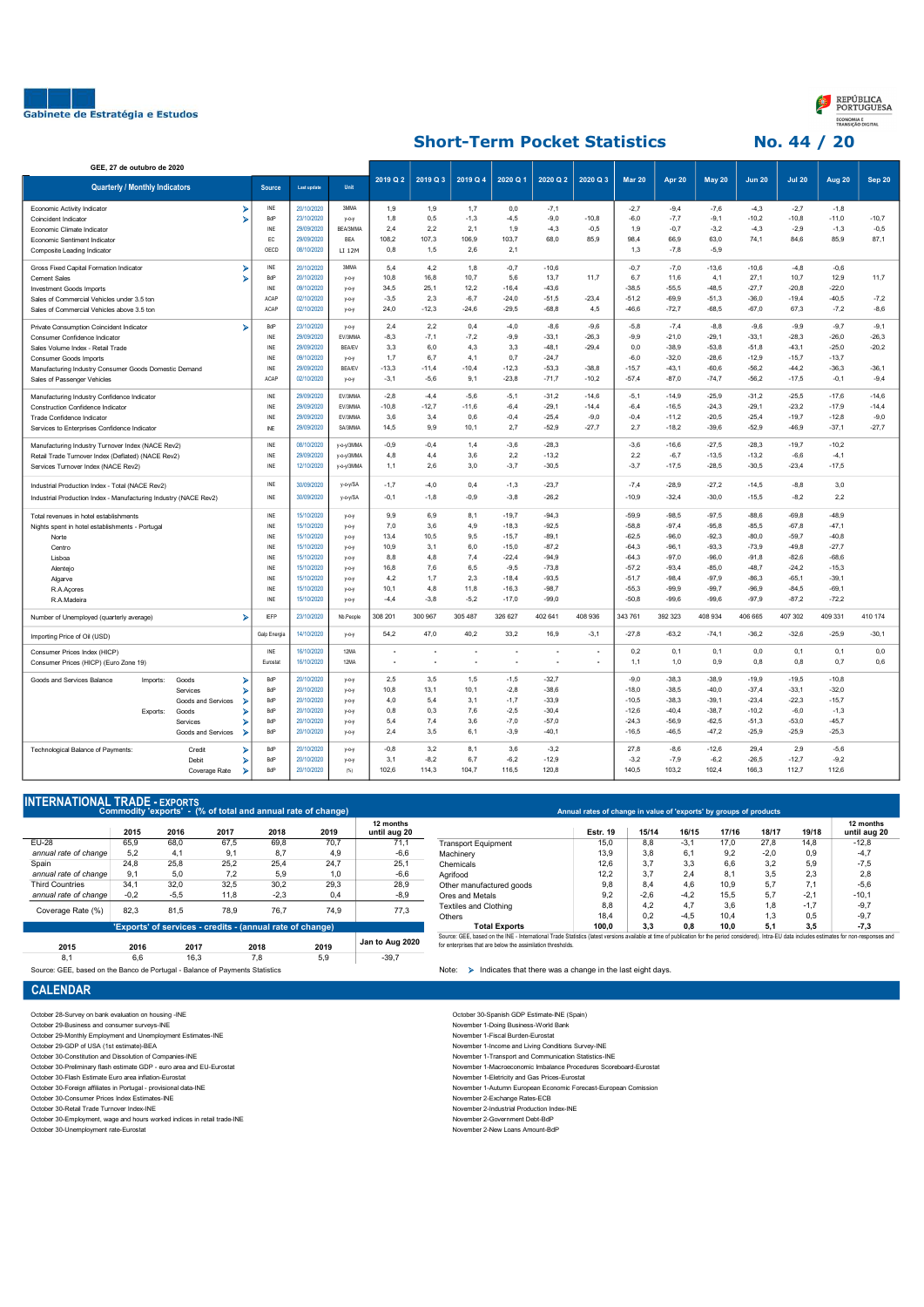Gabinete de Estratégia e Estudos

REPÚBLICA PORTUGUESA — ECONOMIA E TRANSIÇÃO DIGITAL

# Short-Term Pocket Statistics

## No. 44 / 20

GEE, 27 de outubro de 2020

| Quarterly / Monthly Indicators | Source | Last update | Unit | 2019 Q 2 | 2019 Q 3 | 2019 Q 4 | 2020 Q 1 | 2020 Q 2 | 2020 Q 3 | Mar 20 | Apr 20 | May 20 | Jun 20 | Jul 20 | Aug 20 | Sep 20 |
|---|---|---|---|---|---|---|---|---|---|---|---|---|---|---|---|---|
| Economic Activity Indicator ➤ | INE | 20/10/2020 | 3MMA | 1,9 | 1,9 | 1,7 | 0,0 | -7,1 | | -2,7 | -9,4 | -7,6 | -4,3 | -2,7 | -1,8 | |
| Coincident Indicator ➤ | BdP | 23/10/2020 | y-o-y | 1,8 | 0,5 | -1,3 | -4,5 | -9,0 | -10,8 | -6,0 | -7,7 | -9,1 | -10,2 | -10,8 | -11,0 | -10,7 |
| Economic Climate Indicator | INE | 29/09/2020 | BEA/3MMA | 2,4 | 2,2 | 2,1 | 1,9 | -4,3 | -0,5 | 1,9 | -0,7 | -3,2 | -4,3 | -2,9 | -1,3 | -0,5 |
| Economic Sentiment Indicator | EC | 29/09/2020 | BEA | 108,2 | 107,3 | 106,9 | 103,7 | 68,0 | 85,9 | 98,4 | 66,9 | 63,0 | 74,1 | 84,6 | 85,9 | 87,1 |
| Composite Leading Indicator | OECD | 08/10/2020 | LT 12M | 0,8 | 1,5 | 2,6 | 2,1 | | | 1,3 | -7,8 | -5,9 | | | | |
| Gross Fixed Capital Formation Indicator ➤ | INE | 20/10/2020 | 3MMA | 5,4 | 4,2 | 1,8 | -0,7 | -10,6 | | -0,7 | -7,0 | -13,6 | -10,6 | -4,8 | -0,6 | |
| Cement Sales ➤ | BdP | 20/10/2020 | y-o-y | 10,8 | 16,8 | 10,7 | 5,6 | 13,7 | 11,7 | 6,7 | 11,6 | 4,1 | 27,1 | 10,7 | 12,9 | 11,7 |
| Investment Goods Imports | INE | 09/10/2020 | y-o-y | 34,5 | 25,1 | 12,2 | -16,4 | -43,6 | | -38,5 | -55,5 | -48,5 | -27,7 | -20,8 | -22,0 | |
| Sales of Commercial Vehicles under 3.5 ton | ACAP | 02/10/2020 | y-o-y | -3,5 | 2,3 | -6,7 | -24,0 | -51,5 | -23,4 | -51,2 | -69,9 | -51,3 | -36,0 | -19,4 | -40,5 | -7,2 |
| Sales of Commercial Vehicles above 3.5 ton | ACAP | 02/10/2020 | y-o-y | 24,0 | -12,3 | -24,6 | -29,5 | -68,8 | 4,5 | -46,6 | -72,7 | -68,5 | -67,0 | 67,3 | -7,2 | -8,6 |
| Private Consumption Coincident Indicator ➤ | BdP | 23/10/2020 | y-o-y | 2,4 | 2,2 | 0,4 | -4,0 | -8,6 | -9,6 | -5,8 | -7,4 | -8,8 | -9,6 | -9,9 | -9,7 | -9,1 |
| Consumer Confidence Indicator | INE | 29/09/2020 | EV/3MMA | -8,3 | -7,1 | -7,2 | -9,9 | -33,1 | -26,3 | -9,9 | -21,0 | -29,1 | -33,1 | -28,3 | -26,0 | -26,3 |
| Sales Volume Index - Retail Trade | INE | 29/09/2020 | BEA/EV | 3,3 | 6,0 | 4,3 | 3,3 | -48,1 | -29,4 | 0,0 | -38,9 | -53,8 | -51,8 | -43,1 | -25,0 | -20,2 |
| Consumer Goods Imports | INE | 09/10/2020 | y-o-y | 1,7 | 6,7 | 4,1 | 0,7 | -24,7 | | -6,0 | -32,0 | -28,6 | -12,9 | -15,7 | -13,7 | |
| Manufacturing Industry Consumer Goods Domestic Demand | INE | 29/09/2020 | BEA/EV | -13,3 | -11,4 | -10,4 | -12,3 | -53,3 | -38,8 | -15,7 | -43,1 | -60,6 | -56,2 | -44,2 | -36,3 | -36,1 |
| Sales of Passenger Vehicles | ACAP | 02/10/2020 | y-o-y | -3,1 | -5,6 | 9,1 | -23,8 | -71,7 | -10,2 | -57,4 | -87,0 | -74,7 | -56,2 | -17,5 | -0,1 | -9,4 |
| Manufacturing Industry Confidence Indicator | INE | 29/09/2020 | EV/3MMA | -2,8 | -4,4 | -5,6 | -5,1 | -31,2 | -14,6 | -5,1 | -14,9 | -25,9 | -31,2 | -25,5 | -17,6 | -14,6 |
| Construction Confidence Indicator | INE | 29/09/2020 | EV/3MMA | -10,8 | -12,7 | -11,6 | -6,4 | -29,1 | -14,4 | -6,4 | -16,5 | -24,3 | -29,1 | -23,2 | -17,9 | -14,4 |
| Trade Confidence Indicator | INE | 29/09/2020 | EV/3MMA | 3,6 | 3,4 | 0,6 | -0,4 | -25,4 | -9,0 | -0,4 | -11,2 | -20,5 | -25,4 | -19,7 | -12,8 | -9,0 |
| Services to Enterprises Confidence Indicator | INE | 29/09/2020 | SA/3MMA | 14,5 | 9,9 | 10,1 | 2,7 | -52,9 | -27,7 | 2,7 | -18,2 | -39,6 | -52,9 | -46,9 | -37,1 | -27,7 |
| Manufacturing Industry Turnover Index (NACE Rev2) | INE | 08/10/2020 | y-o-y/3MMA | -0,9 | -0,4 | 1,4 | -3,6 | -28,3 | | -3,6 | -16,6 | -27,5 | -28,3 | -19,7 | -10,2 | |
| Retail Trade Turnover Index (Deflated) (NACE Rev2) | INE | 29/09/2020 | y-o-y/3MMA | 4,8 | 4,4 | 3,6 | 2,2 | -13,2 | | 2,2 | -6,7 | -13,5 | -13,2 | -6,6 | -4,1 | |
| Services Turnover Index (NACE Rev2) | INE | 12/10/2020 | y-o-y/3MMA | 1,1 | 2,6 | 3,0 | -3,7 | -30,5 | | -3,7 | -17,5 | -28,5 | -30,5 | -23,4 | -17,5 | |
| Industrial Production Index - Total (NACE Rev2) | INE | 30/09/2020 | y-o-y/SA | -1,7 | -4,0 | 0,4 | -1,3 | -23,7 | | -7,4 | -28,9 | -27,2 | -14,5 | -8,8 | 3,0 | |
| Industrial Production Index - Manufacturing Industry (NACE Rev2) | INE | 30/09/2020 | y-o-y/SA | -0,1 | -1,8 | -0,9 | -3,8 | -26,2 | | -10,9 | -32,4 | -30,0 | -15,5 | -8,2 | 2,2 | |
| Total revenues in hotel establishments | INE | 15/10/2020 | y-o-y | 9,9 | 6,9 | 8,1 | -19,7 | -94,3 | | -59,9 | -98,5 | -97,5 | -88,6 | -69,8 | -48,9 | |
| Nights spent in hotel establishments - Portugal | INE | 15/10/2020 | y-o-y | 7,0 | 3,6 | 4,9 | -18,3 | -92,5 | | -58,8 | -97,4 | -95,8 | -85,5 | -67,8 | -47,1 | |
| Norte | INE | 15/10/2020 | y-o-y | 13,4 | 10,5 | 9,5 | -15,7 | -89,1 | | -62,5 | -96,0 | -92,3 | -80,0 | -59,7 | -40,8 | |
| Centro | INE | 15/10/2020 | y-o-y | 10,9 | 3,1 | 6,0 | -15,0 | -87,2 | | -64,3 | -96,1 | -93,3 | -73,9 | -49,8 | -27,7 | |
| Lisboa | INE | 15/10/2020 | y-o-y | 8,8 | 4,8 | 7,4 | -22,4 | -94,9 | | -64,3 | -97,0 | -96,0 | -91,8 | -82,6 | -68,6 | |
| Alentejo | INE | 15/10/2020 | y-o-y | 16,8 | 7,6 | 6,5 | -9,5 | -73,8 | | -57,2 | -93,4 | -85,0 | -48,7 | -24,2 | -15,3 | |
| Algarve | INE | 15/10/2020 | y-o-y | 4,2 | 1,7 | 2,3 | -18,4 | -93,5 | | -51,7 | -98,4 | -97,9 | -86,3 | -65,1 | -39,1 | |
| R.A.Açores | INE | 15/10/2020 | y-o-y | 10,1 | 4,8 | 11,8 | -16,3 | -98,7 | | -55,3 | -99,9 | -99,7 | -96,9 | -84,5 | -69,1 | |
| R.A.Madeira | INE | 15/10/2020 | y-o-y | -4,4 | -3,8 | -5,2 | -17,0 | -99,0 | | -50,8 | -99,6 | -99,6 | -97,9 | -87,2 | -72,2 | |
| Number of Unemployed (quarterly average) ➤ | IEFP | 23/10/2020 | Nb.People | 308 201 | 300 967 | 305 487 | 326 627 | 402 641 | 408 936 | 343 761 | 392 323 | 408 934 | 406 665 | 407 302 | 409 331 | 410 174 |
| Importing Price of Oil (USD) | Galp Energia | 14/10/2020 | y-o-y | 54,2 | 47,0 | 40,2 | 33,2 | 16,9 | -3,1 | -27,8 | -63,2 | -74,1 | -36,2 | -32,6 | -25,9 | -30,1 |
| Consumer Prices Index (HICP) | INE | 16/10/2020 | 12MA | - | - | - | - | - | - | 0,2 | 0,1 | 0,1 | 0,0 | 0,1 | 0,1 | 0,0 |
| Consumer Prices (HICP) (Euro Zone 19) | Eurostat | 16/10/2020 | 12MA | - | - | - | - | - | - | 1,1 | 1,0 | 0,9 | 0,8 | 0,8 | 0,7 | 0,6 |
| Goods and Services Balance — Imports: Goods ➤ | BdP | 20/10/2020 | y-o-y | 2,5 | 3,5 | 1,5 | -1,5 | -32,7 | | -9,0 | -38,3 | -38,9 | -19,9 | -19,5 | -10,8 | |
| Imports: Services ➤ | BdP | 20/10/2020 | y-o-y | 10,8 | 13,1 | 10,1 | -2,8 | -38,6 | | -18,0 | -38,5 | -40,0 | -37,4 | -33,1 | -32,0 | |
| Imports: Goods and Services ➤ | BdP | 20/10/2020 | y-o-y | 4,0 | 5,4 | 3,1 | -1,7 | -33,9 | | -10,5 | -38,3 | -39,1 | -23,4 | -22,3 | -15,7 | |
| Exports: Goods ➤ | BdP | 20/10/2020 | y-o-y | 0,8 | 0,3 | 7,6 | -2,5 | -30,4 | | -12,6 | -40,4 | -38,7 | -10,2 | -6,0 | -1,3 | |
| Exports: Services ➤ | BdP | 20/10/2020 | y-o-y | 5,4 | 7,4 | 3,6 | -7,0 | -57,0 | | -24,3 | -56,9 | -62,5 | -51,3 | -53,0 | -45,7 | |
| Exports: Goods and Services ➤ | BdP | 20/10/2020 | y-o-y | 2,4 | 3,5 | 6,1 | -3,9 | -40,1 | | -16,5 | -46,5 | -47,2 | -25,9 | -25,9 | -25,3 | |
| Technological Balance of Payments: Credit ➤ | BdP | 20/10/2020 | y-o-y | -0,8 | 3,2 | 8,1 | 3,6 | -3,2 | | 27,8 | -8,6 | -12,6 | 29,4 | 2,9 | -5,6 | |
| Technological Balance of Payments: Debit ➤ | BdP | 20/10/2020 | y-o-y | 3,1 | -8,2 | 6,7 | -6,2 | -12,9 | | -3,2 | -7,9 | -6,2 | -26,5 | -12,7 | -9,2 | |
| Technological Balance of Payments: Coverage Rate ➤ | BdP | 20/10/2020 | (%) | 102,6 | 114,3 | 104,7 | 116,5 | 120,8 | | 140,5 | 103,2 | 102,4 | 166,3 | 112,7 | 112,6 | |

## INTERNATIONAL TRADE - EXPORTS

### Commodity 'exports' - (% of total and annual rate of change)

| | 2015 | 2016 | 2017 | 2018 | 2019 | 12 months until aug 20 |
|---|---|---|---|---|---|---|
| EU-28 | 65,9 | 68,0 | 67,5 | 69,8 | 70,7 | 71,1 |
| *annual rate of change* | 5,2 | 4,1 | 9,1 | 8,7 | 4,9 | -6,6 |
| Spain | 24,8 | 25,8 | 25,2 | 25,4 | 24,7 | 25,1 |
| *annual rate of change* | 9,1 | 5,0 | 7,2 | 5,9 | 1,0 | -6,6 |
| Third Countries | 34,1 | 32,0 | 32,5 | 30,2 | 29,3 | 28,9 |
| *annual rate of change* | -0,2 | -5,5 | 11,8 | -2,3 | 0,4 | -8,9 |
| Coverage Rate (%) | 82,3 | 81,5 | 78,9 | 76,7 | 74,9 | 77,3 |

### 'Exports' of services - credits - (annual rate of change)

| 2015 | 2016 | 2017 | 2018 | 2019 | Jan to Aug 2020 |
|---|---|---|---|---|---|
| 8,1 | 6,6 | 16,3 | 7,8 | 5,9 | -39,7 |

Source: GEE, based on the Banco de Portugal - Balance of Payments Statistics

### Annual rates of change in value of 'exports' by groups of products

| | Estr. 19 | 15/14 | 16/15 | 17/16 | 18/17 | 19/18 | 12 months until aug 20 |
|---|---|---|---|---|---|---|---|
| Transport Equipment | 15,0 | 8,8 | -3,1 | 17,0 | 27,8 | 14,8 | -12,8 |
| Machinery | 13,9 | 3,8 | 6,1 | 9,2 | -2,0 | 0,9 | -4,7 |
| Chemicals | 12,6 | 3,7 | 3,3 | 6,6 | 3,2 | 5,9 | -7,5 |
| Agrifood | 12,2 | 3,7 | 2,4 | 8,1 | 3,5 | 2,3 | 2,8 |
| Other manufactured goods | 9,8 | 8,4 | 4,6 | 10,9 | 5,7 | 7,1 | -5,6 |
| Ores and Metals | 9,2 | -2,6 | -4,2 | 15,5 | 5,7 | -2,1 | -10,1 |
| Textiles and Clothing | 8,8 | 4,2 | 4,7 | 3,6 | 1,8 | -1,7 | -9,7 |
| Others | 18,4 | 0,2 | -4,5 | 10,4 | 1,3 | 0,5 | -9,7 |
| **Total Exports** | **100,0** | **3,3** | **0,8** | **10,0** | **5,1** | **3,5** | **-7,3** |

Source: GEE, based on the INE - International Trade Statistics (latest versions available at time of publication for the period considered). Intra-EU data includes estimates for non-responses and for enterprises that are below the assimilation thresholds.

Note: ➤ Indicates that there was a change in the last eight days.

## CALENDAR

- October 28-Survey on bank evaluation on housing -INE
- October 29-Business and consumer surveys-INE
- October 29-Monthly Employment and Unemployment Estimates-INE
- October 29-GDP of USA (1st estimate)-BEA
- October 30-Constitution and Dissolution of Companies-INE
- October 30-Preliminary flash estimate GDP - euro area and EU-Eurostat
- October 30-Flash Estimate Euro area inflation-Eurostat
- October 30-Foreign affiliates in Portugal - provisional data-INE
- October 30-Consumer Prices Index Estimates-INE
- October 30-Retail Trade Turnover Index-INE
- October 30-Employment, wage and hours worked indices in retail trade-INE
- October 30-Unemployment rate-Eurostat
- October 30-Spanish GDP Estimate-INE (Spain)
- November 1-Doing Business-World Bank
- November 1-Fiscal Burden-Eurostat
- November 1-Income and Living Conditions Survey-INE
- November 1-Transport and Communication Statistics-INE
- November 1-Macroeconomic Imbalance Procedures Scoreboard-Eurostat
- November 1-Eletricity and Gas Prices-Eurostat
- November 1-Autumn European Economic Forecast-European Comission
- November 2-Exchange Rates-ECB
- November 2-Industrial Production Index-INE
- November 2-Government Debt-BdP
- November 2-New Loans Amount-BdP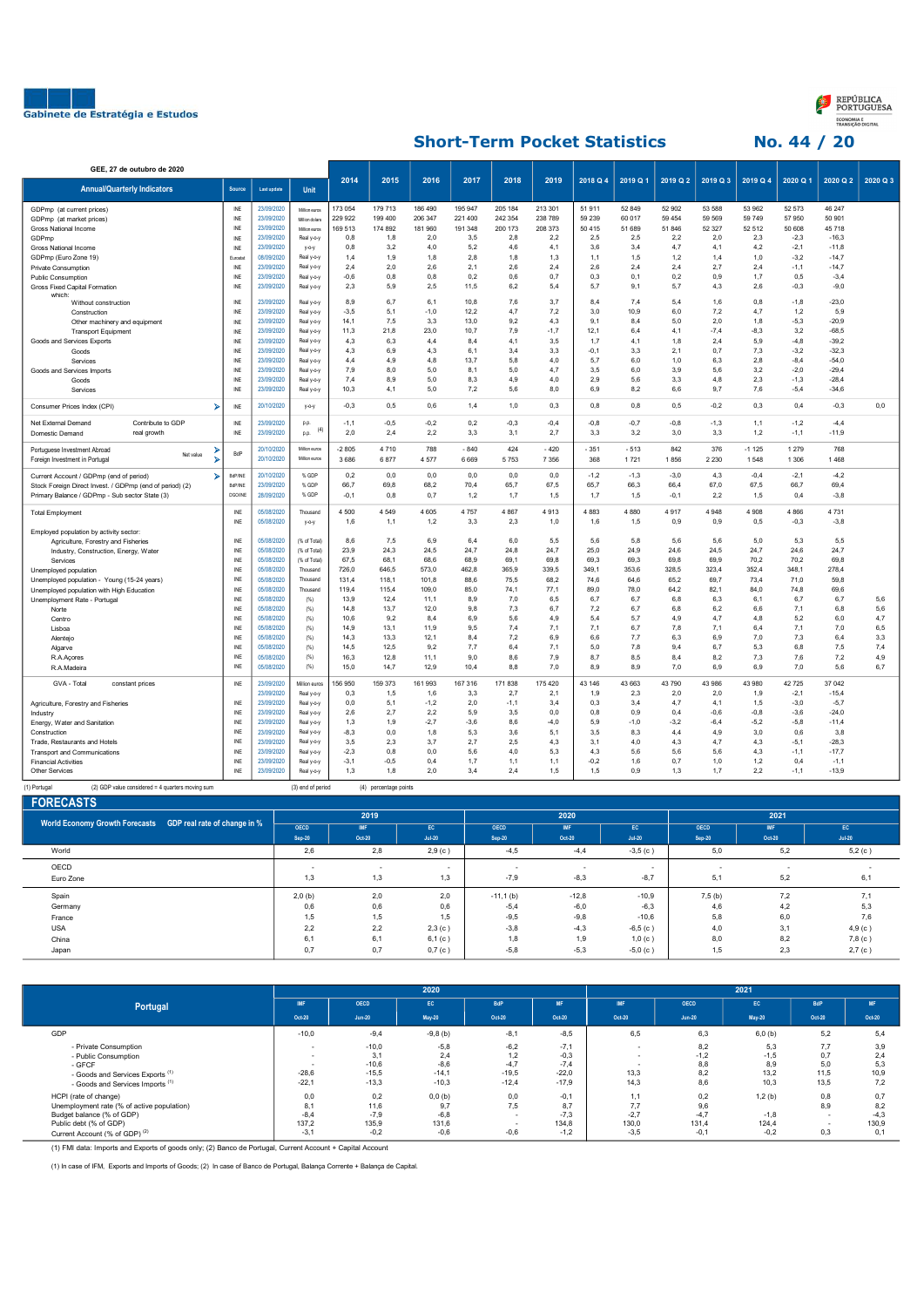Gabinete de Estratégia e Estudos

REPÚBLICA PORTUGUESA
ECONOMIA E TRANSIÇÃO DIGITAL

# Short-Term Pocket Statistics

## No. 44 / 20

GEE, 27 de outubro de 2020

| Annual/Quarterly Indicators | Source | Last update | Unit | 2014 | 2015 | 2016 | 2017 | 2018 | 2019 | 2018 Q 4 | 2019 Q 1 | 2019 Q 2 | 2019 Q 3 | 2019 Q 4 | 2020 Q 1 | 2020 Q 2 | 2020 Q 3 |
|---|---|---|---|---|---|---|---|---|---|---|---|---|---|---|---|---|---|
| GDPmp (at current prices) | INE | 23/09/2020 | Million euros | 173 054 | 179 713 | 186 490 | 195 947 | 205 184 | 213 301 | 51 911 | 52 849 | 52 902 | 53 588 | 53 962 | 52 573 | 46 247 | |
| GDPmp (at market prices) | INE | 23/09/2020 | Million dolars | 229 922 | 199 400 | 206 347 | 221 400 | 242 354 | 238 789 | 59 239 | 60 017 | 59 454 | 59 569 | 59 749 | 57 950 | 50 901 | |
| Gross National Income | INE | 23/09/2020 | Million euros | 169 513 | 174 892 | 181 960 | 191 348 | 200 173 | 208 373 | 50 415 | 51 689 | 51 846 | 52 327 | 52 512 | 50 608 | 45 718 | |
| GDPmp | INE | 23/09/2020 | Real y-o-y | 0,8 | 1,8 | 2,0 | 3,5 | 2,8 | 2,2 | 2,5 | 2,5 | 2,2 | 2,0 | 2,3 | -2,3 | -16,3 | |
| Gross National Income | INE | 23/09/2020 | y-o-y | 0,8 | 3,2 | 4,0 | 5,2 | 4,6 | 4,1 | 3,6 | 3,4 | 4,7 | 4,1 | 4,2 | -2,1 | -11,8 | |
| GDPmp (Euro Zone 19) | Eurostat | 08/09/2020 | Real y-o-y | 1,4 | 1,9 | 1,8 | 2,8 | 1,8 | 1,3 | 1,1 | 1,5 | 1,2 | 1,4 | 1,0 | -3,2 | -14,7 | |
| Private Consumption | INE | 23/09/2020 | Real y-o-y | 2,4 | 2,0 | 2,6 | 2,1 | 2,6 | 2,4 | 2,6 | 2,4 | 2,4 | 2,7 | 2,4 | -1,1 | -14,7 | |
| Public Consumption | INE | 23/09/2020 | Real y-o-y | -0,6 | 0,8 | 0,8 | 0,2 | 0,6 | 0,7 | 0,3 | 0,1 | 0,2 | 0,9 | 1,7 | 0,5 | -3,4 | |
| Gross Fixed Capital Formation | INE | 23/09/2020 | Real y-o-y | 2,3 | 5,9 | 2,5 | 11,5 | 6,2 | 5,4 | 5,7 | 9,1 | 5,7 | 4,3 | 2,6 | -0,3 | -9,0 | |
| which: | | | | | | | | | | | | | | | | | |
| Without construction | INE | 23/09/2020 | Real y-o-y | 8,9 | 6,7 | 6,1 | 10,8 | 7,6 | 3,7 | 8,4 | 7,4 | 5,4 | 1,6 | 0,8 | -1,8 | -23,0 | |
| Construction | INE | 23/09/2020 | Real y-o-y | -3,5 | 5,1 | -1,0 | 12,2 | 4,7 | 7,2 | 3,0 | 10,9 | 6,0 | 7,2 | 4,7 | 1,2 | 5,9 | |
| Other machinery and equipment | INE | 23/09/2020 | Real y-o-y | 14,1 | 7,5 | 3,3 | 13,0 | 9,2 | 4,3 | 9,1 | 8,4 | 5,0 | 2,0 | 1,8 | -5,3 | -20,9 | |
| Transport Equipment | INE | 23/09/2020 | Real y-o-y | 11,3 | 21,8 | 23,0 | 10,7 | 7,9 | -1,7 | 12,1 | 6,4 | 4,1 | -7,4 | -8,3 | 3,2 | -68,5 | |
| Goods and Services Exports | INE | 23/09/2020 | Real y-o-y | 4,3 | 6,3 | 4,4 | 8,4 | 4,1 | 3,5 | 1,7 | 4,1 | 1,8 | 2,4 | 5,9 | -4,8 | -39,2 | |
| Goods | INE | 23/09/2020 | Real y-o-y | 4,3 | 6,9 | 4,3 | 6,1 | 3,4 | 3,3 | -0,1 | 3,3 | 2,1 | 0,7 | 7,3 | -3,2 | -32,3 | |
| Services | INE | 23/09/2020 | Real y-o-y | 4,4 | 4,9 | 4,8 | 13,7 | 5,8 | 4,0 | 5,7 | 6,0 | 1,0 | 6,3 | 2,8 | -8,4 | -54,0 | |
| Goods and Services Imports | INE | 23/09/2020 | Real y-o-y | 7,9 | 8,0 | 5,0 | 8,1 | 5,0 | 4,7 | 3,5 | 6,0 | 3,9 | 5,6 | 3,2 | -2,0 | -29,4 | |
| Goods | INE | 23/09/2020 | Real y-o-y | 7,4 | 8,9 | 5,0 | 8,3 | 4,9 | 4,0 | 2,9 | 5,6 | 3,3 | 4,8 | 2,3 | -1,3 | -28,4 | |
| Services | INE | 23/09/2020 | Real y-o-y | 10,3 | 4,1 | 5,0 | 7,2 | 5,6 | 8,0 | 6,9 | 8,2 | 6,6 | 9,7 | 7,6 | -5,4 | -34,6 | |
| Consumer Prices Index (CPI) | INE | 20/10/2020 | y-o-y | -0,3 | 0,5 | 0,6 | 1,4 | 1,0 | 0,3 | 0,8 | 0,8 | 0,5 | -0,2 | 0,3 | 0,4 | -0,3 | 0,0 |
| Net External Demand — Contribute to GDP | INE | 23/09/2020 | p.p. | -1,1 | -0,5 | -0,2 | 0,2 | -0,3 | -0,4 | -0,8 | -0,7 | -0,8 | -1,3 | 1,1 | -1,2 | -4,4 | |
| Domestic Demand — real growth | INE | 23/09/2020 | p.p. (4) | 2,0 | 2,4 | 2,2 | 3,3 | 3,1 | 2,7 | 3,3 | 3,2 | 3,0 | 3,3 | 1,2 | -1,1 | -11,9 | |
| Portuguese Investment Abroad — Net value | BdP | 20/10/2020 | Million euros | -2 805 | 4 710 | 788 | - 840 | 424 | - 420 | - 351 | - 513 | 842 | 376 | -1 125 | 1 279 | 768 | |
| Foreign Investment in Portugal — Net value | BdP | 20/10/2020 | Million euros | 3 686 | 6 877 | 4 577 | 6 669 | 5 753 | 7 356 | 368 | 1 721 | 1 856 | 2 230 | 1 548 | 1 306 | 1 468 | |
| Current Account / GDPmp (end of period) | BdP/INE | 20/10/2020 | % GDP | 0,2 | 0,0 | 0,0 | 0,0 | 0,0 | 0,0 | -1,2 | -1,3 | -3,0 | 4,3 | -0,4 | -2,1 | -4,2 | |
| Stock Foreign Direct Invest. / GDPmp (end of period) (2) | BdP/INE | 23/09/2020 | % GDP | 66,7 | 69,8 | 68,2 | 70,4 | 65,7 | 67,5 | 65,7 | 66,3 | 66,4 | 67,0 | 67,5 | 66,7 | 69,4 | |
| Primary Balance / GDPmp - Sub sector State (3) | DGO/INE | 28/09/2020 | % GDP | -0,1 | 0,8 | 0,7 | 1,2 | 1,7 | 1,5 | 1,7 | 1,5 | -0,1 | 2,2 | 1,5 | 0,4 | -3,8 | |
| Total Employment | INE | 05/08/2020 | Thousand | 4 500 | 4 549 | 4 605 | 4 757 | 4 867 | 4 913 | 4 883 | 4 880 | 4 917 | 4 948 | 4 908 | 4 866 | 4 731 | |
| | INE | 05/08/2020 | y-o-y | 1,6 | 1,1 | 1,2 | 3,3 | 2,3 | 1,0 | 1,6 | 1,5 | 0,9 | 0,9 | 0,5 | -0,3 | -3,8 | |
| Employed population by activity sector: | | | | | | | | | | | | | | | | | |
| Agriculture, Forestry and Fisheries | INE | 05/08/2020 | (% of Total) | 8,6 | 7,5 | 6,9 | 6,4 | 6,0 | 5,5 | 5,6 | 5,8 | 5,6 | 5,6 | 5,0 | 5,3 | 5,5 | |
| Industry, Construction, Energy, Water | INE | 05/08/2020 | (% of Total) | 23,9 | 24,3 | 24,5 | 24,7 | 24,8 | 24,7 | 25,0 | 24,9 | 24,6 | 24,5 | 24,7 | 24,6 | 24,7 | |
| Services | INE | 05/08/2020 | (% of Total) | 67,5 | 68,1 | 68,6 | 68,9 | 69,1 | 69,8 | 69,3 | 69,3 | 69,8 | 69,9 | 70,2 | 70,2 | 69,8 | |
| Unemployed population | INE | 05/08/2020 | Thousand | 726,0 | 646,5 | 573,0 | 462,8 | 365,9 | 339,5 | 349,1 | 353,6 | 328,5 | 323,4 | 352,4 | 348,1 | 278,4 | |
| Unemployed population - Young (15-24 years) | INE | 05/08/2020 | Thousand | 131,4 | 118,1 | 101,8 | 88,6 | 75,5 | 68,2 | 74,6 | 64,6 | 65,2 | 69,7 | 73,4 | 71,0 | 59,8 | |
| Unemployed population with High Education | INE | 05/08/2020 | Thousand | 119,4 | 115,4 | 109,0 | 85,0 | 74,1 | 77,1 | 89,0 | 78,0 | 64,2 | 82,1 | 84,0 | 74,8 | 69,6 | |
| Unemployment Rate - Portugal | INE | 05/08/2020 | (%) | 13,9 | 12,4 | 11,1 | 8,9 | 7,0 | 6,5 | 6,7 | 6,7 | 6,8 | 6,3 | 6,1 | 6,7 | 6,7 | 5,6 |
| Norte | INE | 05/08/2020 | (%) | 14,8 | 13,7 | 12,0 | 9,8 | 7,3 | 6,7 | 7,2 | 6,7 | 6,8 | 6,2 | 6,6 | 7,1 | 6,8 | 5,6 |
| Centro | INE | 05/08/2020 | (%) | 10,6 | 9,2 | 8,4 | 6,9 | 5,6 | 4,9 | 5,4 | 5,7 | 4,9 | 4,7 | 4,8 | 5,2 | 6,0 | 4,7 |
| Lisboa | INE | 05/08/2020 | (%) | 14,9 | 13,1 | 11,9 | 9,5 | 7,4 | 7,1 | 7,1 | 6,7 | 7,8 | 7,1 | 6,4 | 7,1 | 7,0 | 6,5 |
| Alentejo | INE | 05/08/2020 | (%) | 14,3 | 13,3 | 12,1 | 8,4 | 7,2 | 6,9 | 6,6 | 7,7 | 6,3 | 6,9 | 7,0 | 7,3 | 6,4 | 3,3 |
| Algarve | INE | 05/08/2020 | (%) | 14,5 | 12,5 | 9,2 | 7,7 | 6,4 | 7,1 | 5,0 | 7,8 | 9,4 | 6,7 | 5,3 | 6,8 | 7,5 | 7,4 |
| R.A.Açores | INE | 05/08/2020 | (%) | 16,3 | 12,8 | 11,1 | 9,0 | 8,6 | 7,9 | 8,7 | 8,5 | 8,4 | 8,2 | 7,3 | 7,6 | 7,2 | 4,9 |
| R.A.Madeira | INE | 05/08/2020 | (%) | 15,0 | 14,7 | 12,9 | 10,4 | 8,8 | 7,0 | 8,9 | 8,9 | 7,0 | 6,9 | 6,9 | 7,0 | 5,6 | 6,7 |
| GVA - Total — constant prices | INE | 23/09/2020 | Million euros | 156 950 | 159 373 | 161 993 | 167 316 | 171 838 | 175 420 | 43 146 | 43 663 | 43 790 | 43 986 | 43 980 | 42 725 | 37 042 | |
| | | 23/09/2020 | Real y-o-y | 0,3 | 1,5 | 1,6 | 3,3 | 2,7 | 2,1 | 1,9 | 2,3 | 2,0 | 2,0 | 1,9 | -2,1 | -15,4 | |
| Agriculture, Forestry and Fisheries | INE | 23/09/2020 | Real y-o-y | 0,0 | 5,1 | -1,2 | 2,0 | -1,1 | 3,4 | 0,3 | 3,4 | 4,7 | 4,1 | 1,5 | -3,0 | -5,7 | |
| Industry | INE | 23/09/2020 | Real y-o-y | 2,6 | 2,7 | 2,2 | 5,9 | 3,5 | 0,0 | 0,8 | 0,9 | 0,4 | -0,6 | -0,8 | -3,6 | -24,0 | |
| Energy, Water and Sanitation | INE | 23/09/2020 | Real y-o-y | 1,3 | 1,9 | -2,7 | -3,6 | 8,6 | -4,0 | 5,9 | -1,0 | -3,2 | -6,4 | -5,2 | -5,8 | -11,4 | |
| Construction | INE | 23/09/2020 | Real y-o-y | -8,3 | 0,0 | 1,8 | 5,3 | 3,6 | 5,1 | 3,5 | 8,3 | 4,4 | 4,9 | 3,0 | 0,6 | 3,8 | |
| Trade, Restaurants and Hotels | INE | 23/09/2020 | Real y-o-y | 3,5 | 2,3 | 3,7 | 2,7 | 2,5 | 4,3 | 3,1 | 4,0 | 4,3 | 4,7 | 4,3 | -5,1 | -28,3 | |
| Transport and Communications | INE | 23/09/2020 | Real y-o-y | -2,3 | 0,8 | 0,0 | 5,6 | 4,0 | 5,3 | 4,3 | 5,6 | 5,6 | 5,6 | 4,3 | -1,1 | -17,7 | |
| Financial Activities | INE | 23/09/2020 | Real y-o-y | -3,1 | -0,5 | 0,4 | 1,7 | 1,1 | 1,1 | -0,2 | 1,6 | 0,7 | 1,0 | 1,2 | 0,4 | -1,1 | |
| Other Services | INE | 23/09/2020 | Real y-o-y | 1,3 | 1,8 | 2,0 | 3,4 | 2,4 | 1,5 | 1,5 | 0,9 | 1,3 | 1,7 | 2,2 | -1,1 | -13,9 | |

(1) Portugal (2) GDP value considered = 4 quarters moving sum (3) end of period (4) percentage points

## FORECASTS

| World Economy Growth Forecasts — GDP real rate of change in % | 2019 OECD Sep-20 | 2019 IMF Oct-20 | 2019 EC Jul-20 | 2020 OECD Sep-20 | 2020 IMF Oct-20 | 2020 EC Jul-20 | 2021 OECD Sep-20 | 2021 IMF Oct-20 | 2021 EC Jul-20 |
|---|---|---|---|---|---|---|---|---|---|
| World | 2,6 | 2,8 | 2,9 (c) | -4,5 | -4,4 | -3,5 (c) | 5,0 | 5,2 | 5,2 (c) |
| OECD | - | - | - | - | - | - | - | - | - |
| Euro Zone | 1,3 | 1,3 | 1,3 | -7,9 | -8,3 | -8,7 | 5,1 | 5,2 | 6,1 |
| Spain | 2,0 (b) | 2,0 | 2,0 | -11,1 (b) | -12,8 | -10,9 | 7,5 (b) | 7,2 | 7,1 |
| Germany | 0,6 | 0,6 | 0,6 | -5,4 | -6,0 | -6,3 | 4,6 | 4,2 | 5,3 |
| France | 1,5 | 1,5 | 1,5 | -9,5 | -9,8 | -10,6 | 5,8 | 6,0 | 7,6 |
| USA | 2,2 | 2,2 | 2,3 (c) | -3,8 | -4,3 | -6,5 (c) | 4,0 | 3,1 | 4,9 (c) |
| China | 6,1 | 6,1 | 6,1 (c) | 1,8 | 1,9 | 1,0 (c) | 8,0 | 8,2 | 7,8 (c) |
| Japan | 0,7 | 0,7 | 0,7 (c) | -5,8 | -5,3 | -5,0 (c) | 1,5 | 2,3 | 2,7 (c) |

| Portugal | 2020 IMF Oct-20 | 2020 OECD Jun-20 | 2020 EC May-20 | 2020 BdP Oct-20 | 2020 MF Oct-20 | 2021 IMF Oct-20 | 2021 OECD Jun-20 | 2021 EC May-20 | 2021 BdP Oct-20 | 2021 MF Oct-20 |
|---|---|---|---|---|---|---|---|---|---|---|
| GDP | -10,0 | -9,4 | -9,8 (b) | -8,1 | -8,5 | 6,5 | 6,3 | 6,0 (b) | 5,2 | 5,4 |
| - Private Consumption | - | -10,0 | -5,8 | -6,2 | -7,1 | - | 8,2 | 5,3 | 7,7 | 3,9 |
| - Public Consumption | - | 3,1 | 2,4 | 1,2 | -0,3 | - | -1,2 | -1,5 | 0,7 | 2,4 |
| - GFCF | - | -10,6 | -8,6 | -4,7 | -7,4 | - | 8,8 | 8,9 | 5,0 | 5,3 |
| - Goods and Services Exports (1) | -28,6 | -15,5 | -14,1 | -19,5 | -22,0 | 13,3 | 8,2 | 13,2 | 11,5 | 10,9 |
| - Goods and Services Imports (1) | -22,1 | -13,3 | -10,3 | -12,4 | -17,9 | 14,3 | 8,6 | 10,3 | 13,5 | 7,2 |
| HCPI (rate of change) | 0,0 | 0,2 | 0,0 (b) | 0,0 | -0,1 | 1,1 | 0,2 | 1,2 (b) | 0,8 | 0,7 |
| Unemployment rate (% of active population) | 8,1 | 11,6 | 9,7 | 7,5 | 8,7 | 7,7 | 9,6 | | 8,9 | 8,2 |
| Budget balance (% of GDP) | -8,4 | -7,9 | -6,8 | - | -7,3 | -2,7 | -4,7 | -1,8 | - | -4,3 |
| Public debt (% of GDP) | 137,2 | 135,9 | 131,6 | - | 134,8 | 130,0 | 131,4 | 124,4 | - | 130,9 |
| Current Account (% of GDP) (2) | -3,1 | -0,2 | -0,6 | -0,6 | -1,2 | -3,5 | -0,1 | -0,2 | 0,3 | 0,1 |

(1) FMI data: Imports and Exports of goods only; (2) Banco de Portugal, Current Account + Capital Account

(1) In case of IFM, Exports and Imports of Goods; (2) In case of Banco de Portugal, Balança Corrente + Balança de Capital.